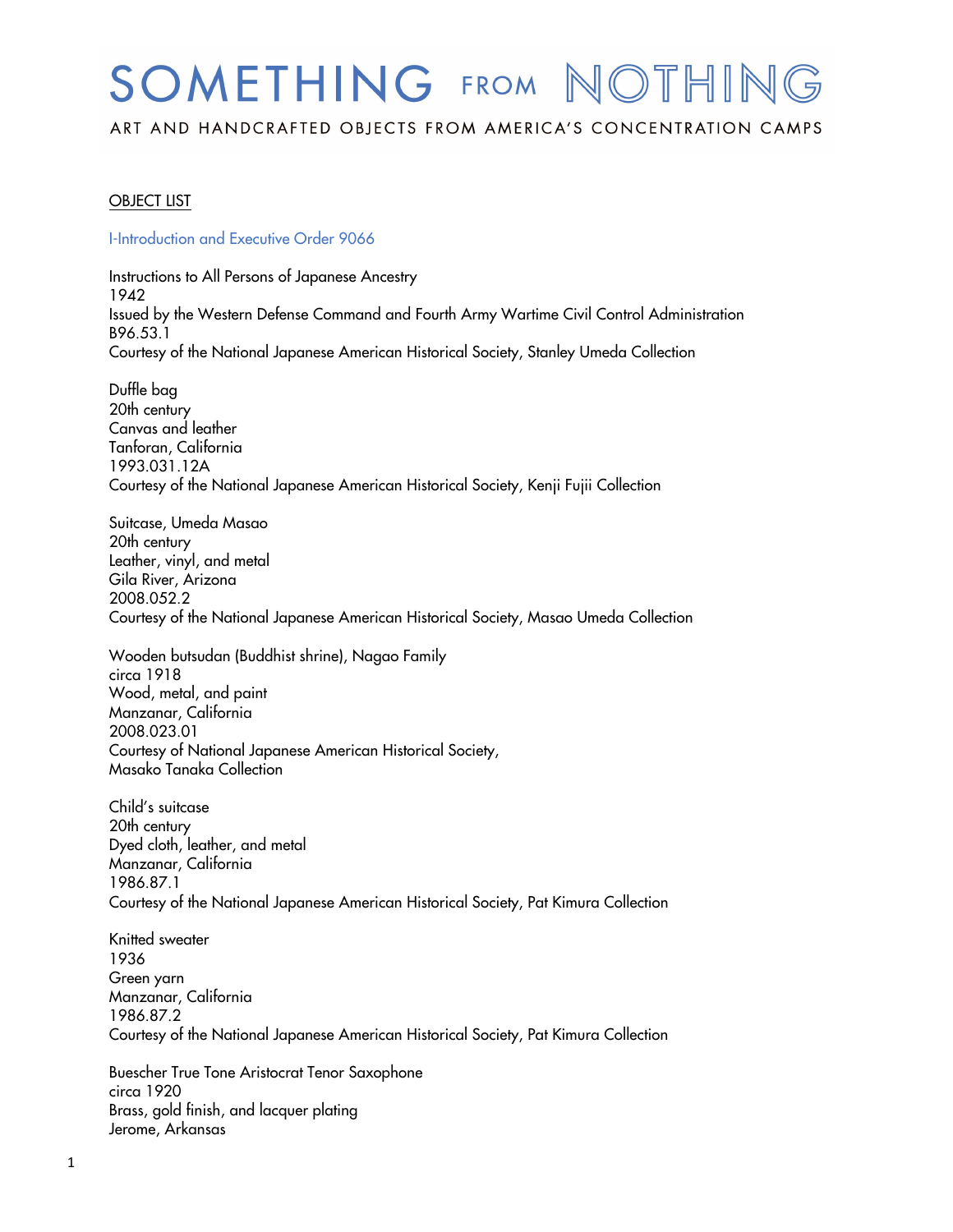# SOMETHING FROM NOTHING

ART AND HANDCRAFTED OBJECTS FROM AMERICA'S CONCENTRATION CAMPS

OBJECT LIST

## I-Introduction and Executive Order 9066

Instructions to All Persons of Japanese Ancestry
1942
Issued by the Western Defense Command and Fourth Army Wartime Civil Control Administration
B96.53.1
Courtesy of the National Japanese American Historical Society, Stanley Umeda Collection

Duffle bag
20th century
Canvas and leather
Tanforan, California
1993.031.12A
Courtesy of the National Japanese American Historical Society, Kenji Fujii Collection

Suitcase, Umeda Masao
20th century
Leather, vinyl, and metal
Gila River, Arizona
2008.052.2
Courtesy of the National Japanese American Historical Society, Masao Umeda Collection

Wooden butsudan (Buddhist shrine), Nagao Family
circa 1918
Wood, metal, and paint
Manzanar, California
2008.023.01
Courtesy of National Japanese American Historical Society,
Masako Tanaka Collection

Child's suitcase
20th century
Dyed cloth, leather, and metal
Manzanar, California
1986.87.1
Courtesy of the National Japanese American Historical Society, Pat Kimura Collection

Knitted sweater
1936
Green yarn
Manzanar, California
1986.87.2
Courtesy of the National Japanese American Historical Society, Pat Kimura Collection

Buescher True Tone Aristocrat Tenor Saxophone
circa 1920
Brass, gold finish, and lacquer plating
Jerome, Arkansas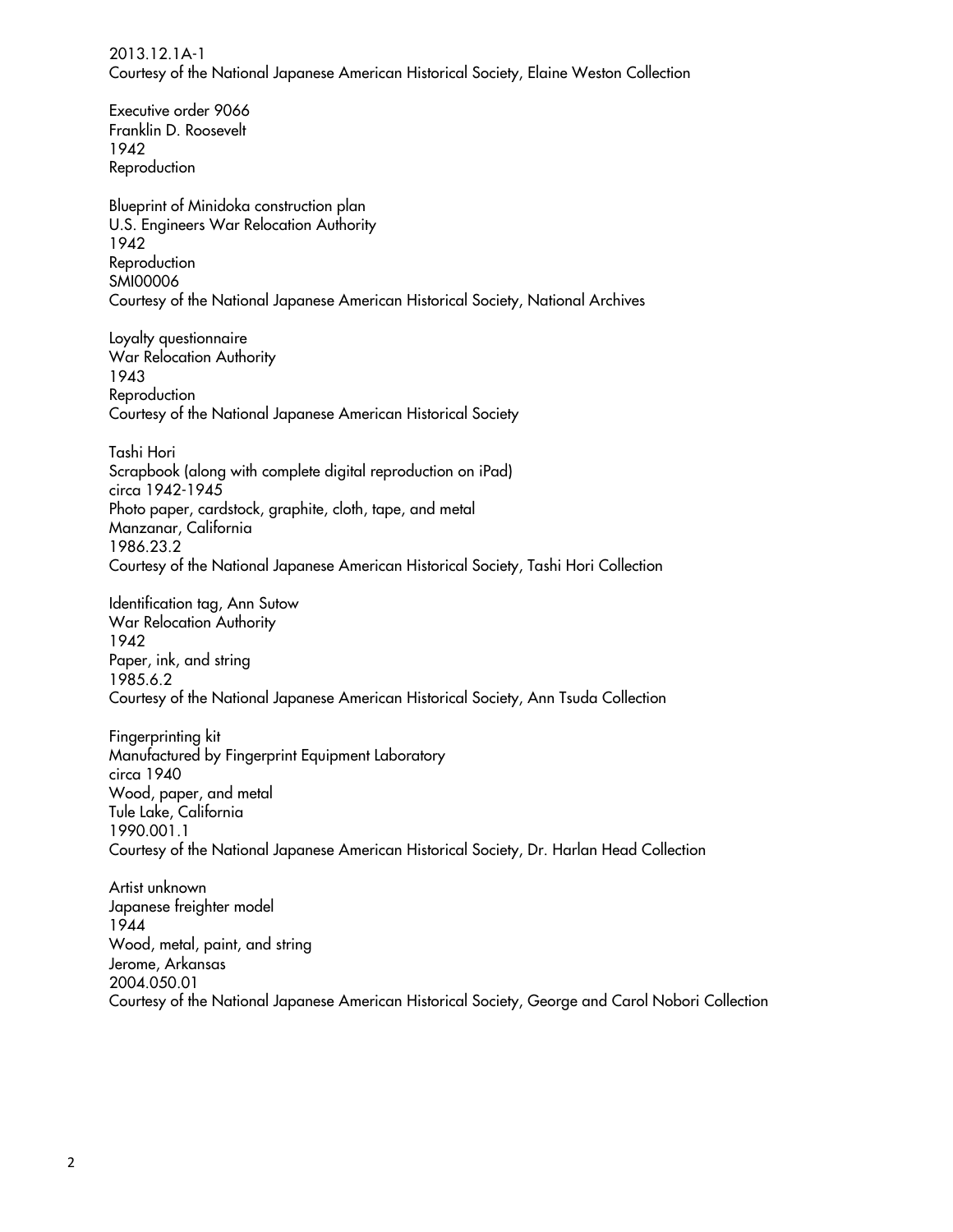2013.12.1A-1
Courtesy of the National Japanese American Historical Society, Elaine Weston Collection

Executive order 9066
Franklin D. Roosevelt
1942
Reproduction

Blueprint of Minidoka construction plan
U.S. Engineers War Relocation Authority
1942
Reproduction
SMI00006
Courtesy of the National Japanese American Historical Society, National Archives

Loyalty questionnaire
War Relocation Authority
1943
Reproduction
Courtesy of the National Japanese American Historical Society

Tashi Hori
Scrapbook (along with complete digital reproduction on iPad)
circa 1942-1945
Photo paper, cardstock, graphite, cloth, tape, and metal
Manzanar, California
1986.23.2
Courtesy of the National Japanese American Historical Society, Tashi Hori Collection

Identification tag, Ann Sutow
War Relocation Authority
1942
Paper, ink, and string
1985.6.2
Courtesy of the National Japanese American Historical Society, Ann Tsuda Collection

Fingerprinting kit
Manufactured by Fingerprint Equipment Laboratory
circa 1940
Wood, paper, and metal
Tule Lake, California
1990.001.1
Courtesy of the National Japanese American Historical Society, Dr. Harlan Head Collection

Artist unknown
Japanese freighter model
1944
Wood, metal, paint, and string
Jerome, Arkansas
2004.050.01
Courtesy of the National Japanese American Historical Society, George and Carol Nobori Collection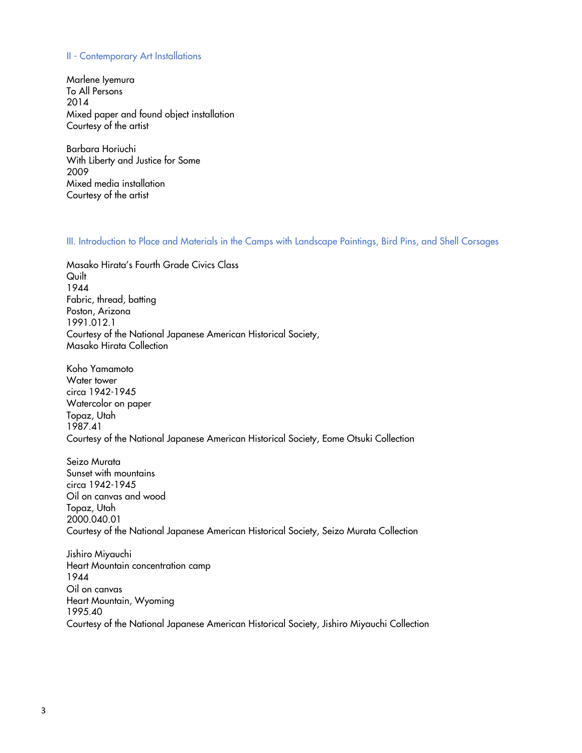## II - Contemporary Art Installations

Marlene Iyemura
To All Persons
2014
Mixed paper and found object installation
Courtesy of the artist

Barbara Horiuchi
With Liberty and Justice for Some
2009
Mixed media installation
Courtesy of the artist

## III. Introduction to Place and Materials in the Camps with Landscape Paintings, Bird Pins, and Shell Corsages

Masako Hirata's Fourth Grade Civics Class
Quilt
1944
Fabric, thread, batting
Poston, Arizona
1991.012.1
Courtesy of the National Japanese American Historical Society,
Masako Hirata Collection

Koho Yamamoto
Water tower
circa 1942-1945
Watercolor on paper
Topaz, Utah
1987.41
Courtesy of the National Japanese American Historical Society, Eome Otsuki Collection

Seizo Murata
Sunset with mountains
circa 1942-1945
Oil on canvas and wood
Topaz, Utah
2000.040.01
Courtesy of the National Japanese American Historical Society, Seizo Murata Collection

Jishiro Miyauchi
Heart Mountain concentration camp
1944
Oil on canvas
Heart Mountain, Wyoming
1995.40
Courtesy of the National Japanese American Historical Society, Jishiro Miyauchi Collection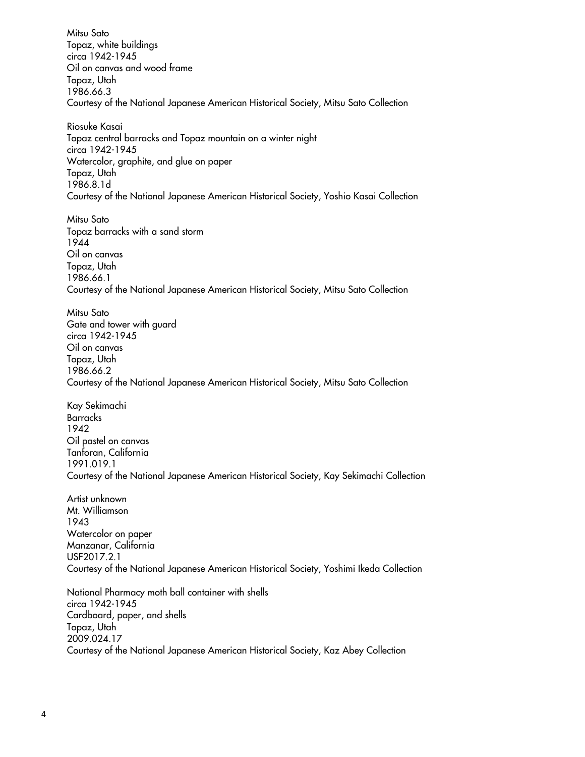Mitsu Sato  
Topaz, white buildings  
circa 1942-1945  
Oil on canvas and wood frame  
Topaz, Utah  
1986.66.3  
Courtesy of the National Japanese American Historical Society, Mitsu Sato Collection

Riosuke Kasai  
Topaz central barracks and Topaz mountain on a winter night  
circa 1942-1945  
Watercolor, graphite, and glue on paper  
Topaz, Utah  
1986.8.1d  
Courtesy of the National Japanese American Historical Society, Yoshio Kasai Collection

Mitsu Sato  
Topaz barracks with a sand storm  
1944  
Oil on canvas  
Topaz, Utah  
1986.66.1  
Courtesy of the National Japanese American Historical Society, Mitsu Sato Collection

Mitsu Sato  
Gate and tower with guard  
circa 1942-1945  
Oil on canvas  
Topaz, Utah  
1986.66.2  
Courtesy of the National Japanese American Historical Society, Mitsu Sato Collection

Kay Sekimachi  
Barracks  
1942  
Oil pastel on canvas  
Tanforan, California  
1991.019.1  
Courtesy of the National Japanese American Historical Society, Kay Sekimachi Collection

Artist unknown  
Mt. Williamson  
1943  
Watercolor on paper  
Manzanar, California  
USF2017.2.1  
Courtesy of the National Japanese American Historical Society, Yoshimi Ikeda Collection

National Pharmacy moth ball container with shells  
circa 1942-1945  
Cardboard, paper, and shells  
Topaz, Utah  
2009.024.17  
Courtesy of the National Japanese American Historical Society, Kaz Abey Collection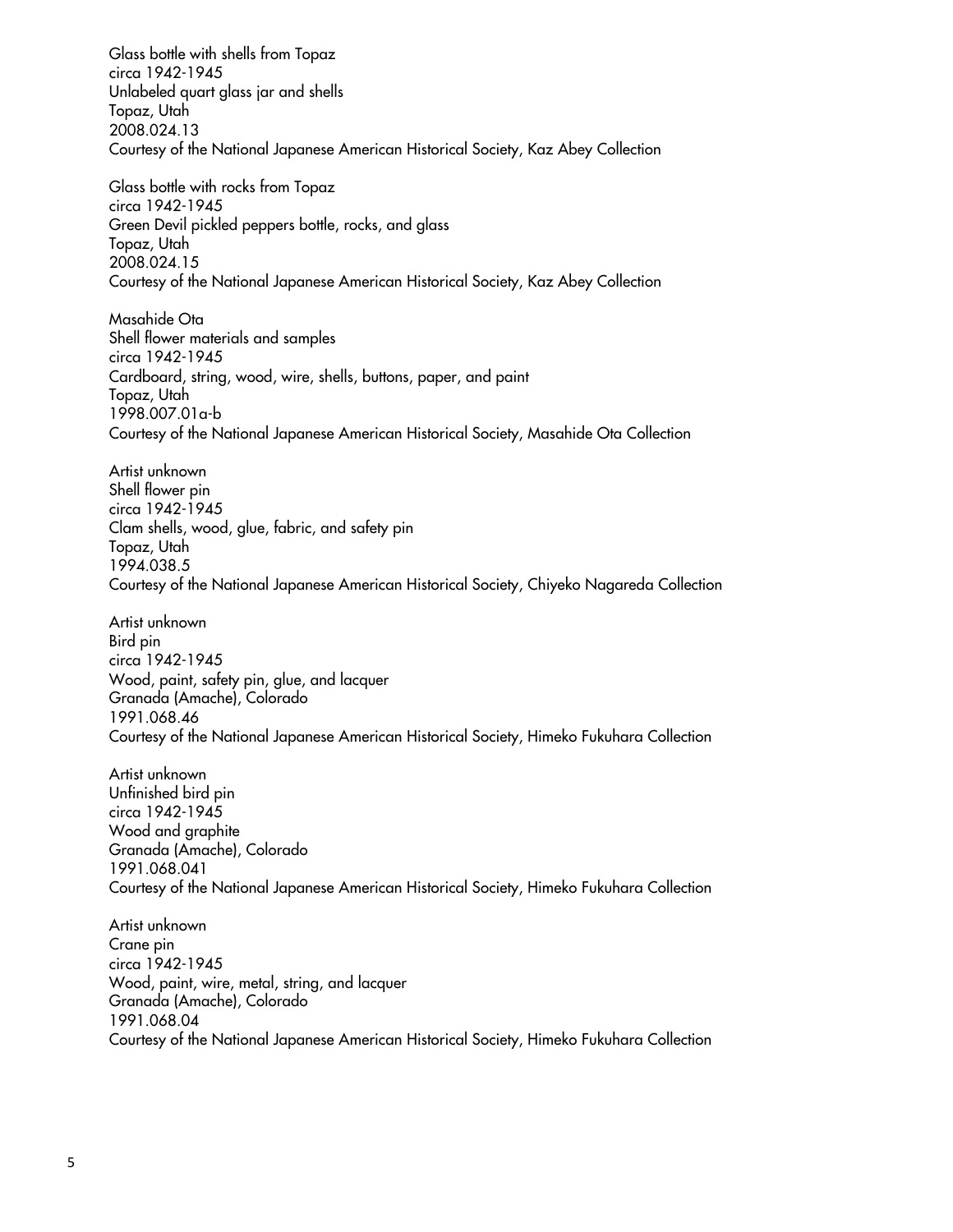Glass bottle with shells from Topaz
circa 1942-1945
Unlabeled quart glass jar and shells
Topaz, Utah
2008.024.13
Courtesy of the National Japanese American Historical Society, Kaz Abey Collection

Glass bottle with rocks from Topaz
circa 1942-1945
Green Devil pickled peppers bottle, rocks, and glass
Topaz, Utah
2008.024.15
Courtesy of the National Japanese American Historical Society, Kaz Abey Collection

Masahide Ota
Shell flower materials and samples
circa 1942-1945
Cardboard, string, wood, wire, shells, buttons, paper, and paint
Topaz, Utah
1998.007.01a-b
Courtesy of the National Japanese American Historical Society, Masahide Ota Collection

Artist unknown
Shell flower pin
circa 1942-1945
Clam shells, wood, glue, fabric, and safety pin
Topaz, Utah
1994.038.5
Courtesy of the National Japanese American Historical Society, Chiyeko Nagareda Collection

Artist unknown
Bird pin
circa 1942-1945
Wood, paint, safety pin, glue, and lacquer
Granada (Amache), Colorado
1991.068.46
Courtesy of the National Japanese American Historical Society, Himeko Fukuhara Collection

Artist unknown
Unfinished bird pin
circa 1942-1945
Wood and graphite
Granada (Amache), Colorado
1991.068.041
Courtesy of the National Japanese American Historical Society, Himeko Fukuhara Collection

Artist unknown
Crane pin
circa 1942-1945
Wood, paint, wire, metal, string, and lacquer
Granada (Amache), Colorado
1991.068.04
Courtesy of the National Japanese American Historical Society, Himeko Fukuhara Collection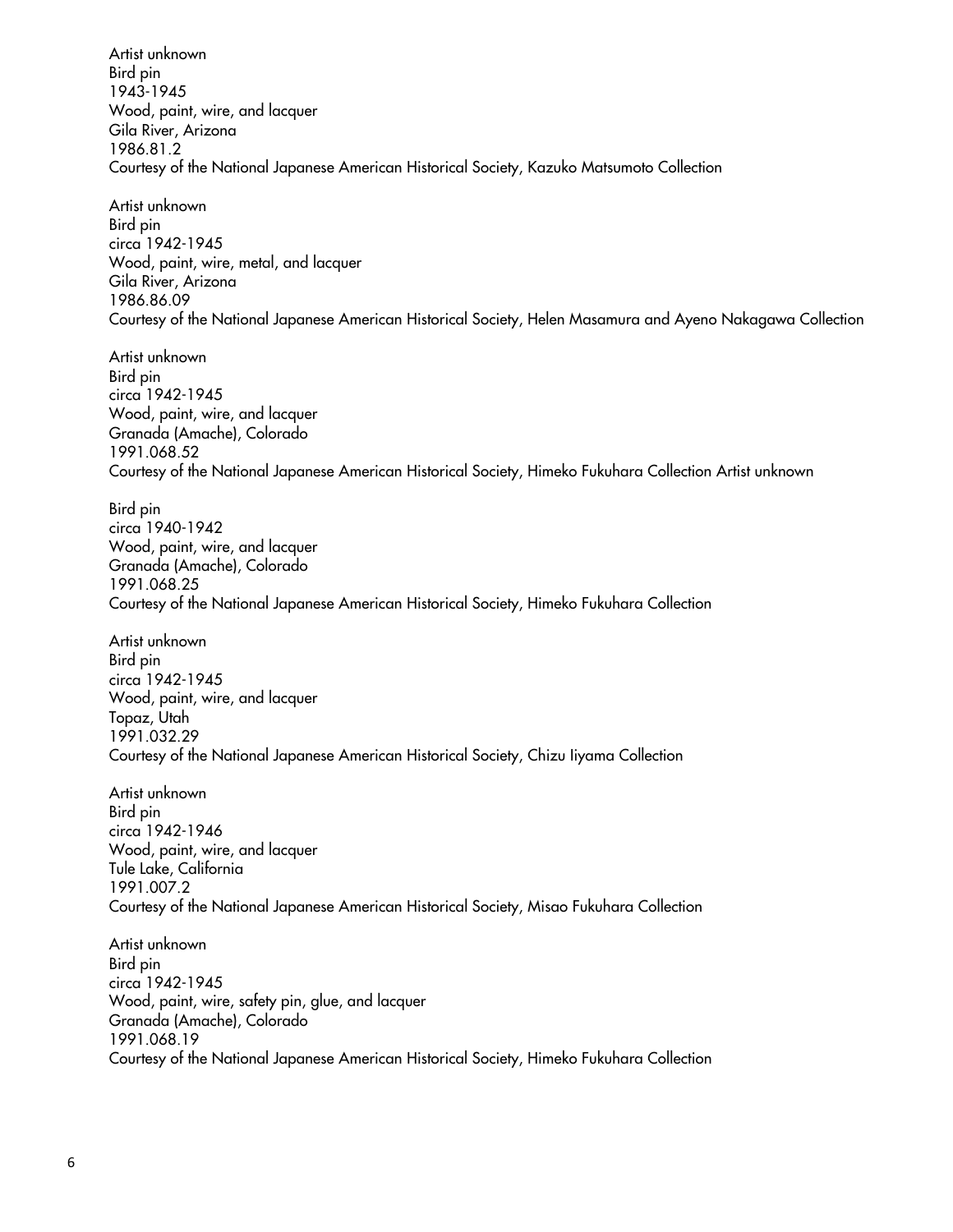Artist unknown
Bird pin
1943-1945
Wood, paint, wire, and lacquer
Gila River, Arizona
1986.81.2
Courtesy of the National Japanese American Historical Society, Kazuko Matsumoto Collection

Artist unknown
Bird pin
circa 1942-1945
Wood, paint, wire, metal, and lacquer
Gila River, Arizona
1986.86.09
Courtesy of the National Japanese American Historical Society, Helen Masamura and Ayeno Nakagawa Collection

Artist unknown
Bird pin
circa 1942-1945
Wood, paint, wire, and lacquer
Granada (Amache), Colorado
1991.068.52
Courtesy of the National Japanese American Historical Society, Himeko Fukuhara Collection Artist unknown

Bird pin
circa 1940-1942
Wood, paint, wire, and lacquer
Granada (Amache), Colorado
1991.068.25
Courtesy of the National Japanese American Historical Society, Himeko Fukuhara Collection

Artist unknown
Bird pin
circa 1942-1945
Wood, paint, wire, and lacquer
Topaz, Utah
1991.032.29
Courtesy of the National Japanese American Historical Society, Chizu Iiyama Collection

Artist unknown
Bird pin
circa 1942-1946
Wood, paint, wire, and lacquer
Tule Lake, California
1991.007.2
Courtesy of the National Japanese American Historical Society, Misao Fukuhara Collection

Artist unknown
Bird pin
circa 1942-1945
Wood, paint, wire, safety pin, glue, and lacquer
Granada (Amache), Colorado
1991.068.19
Courtesy of the National Japanese American Historical Society, Himeko Fukuhara Collection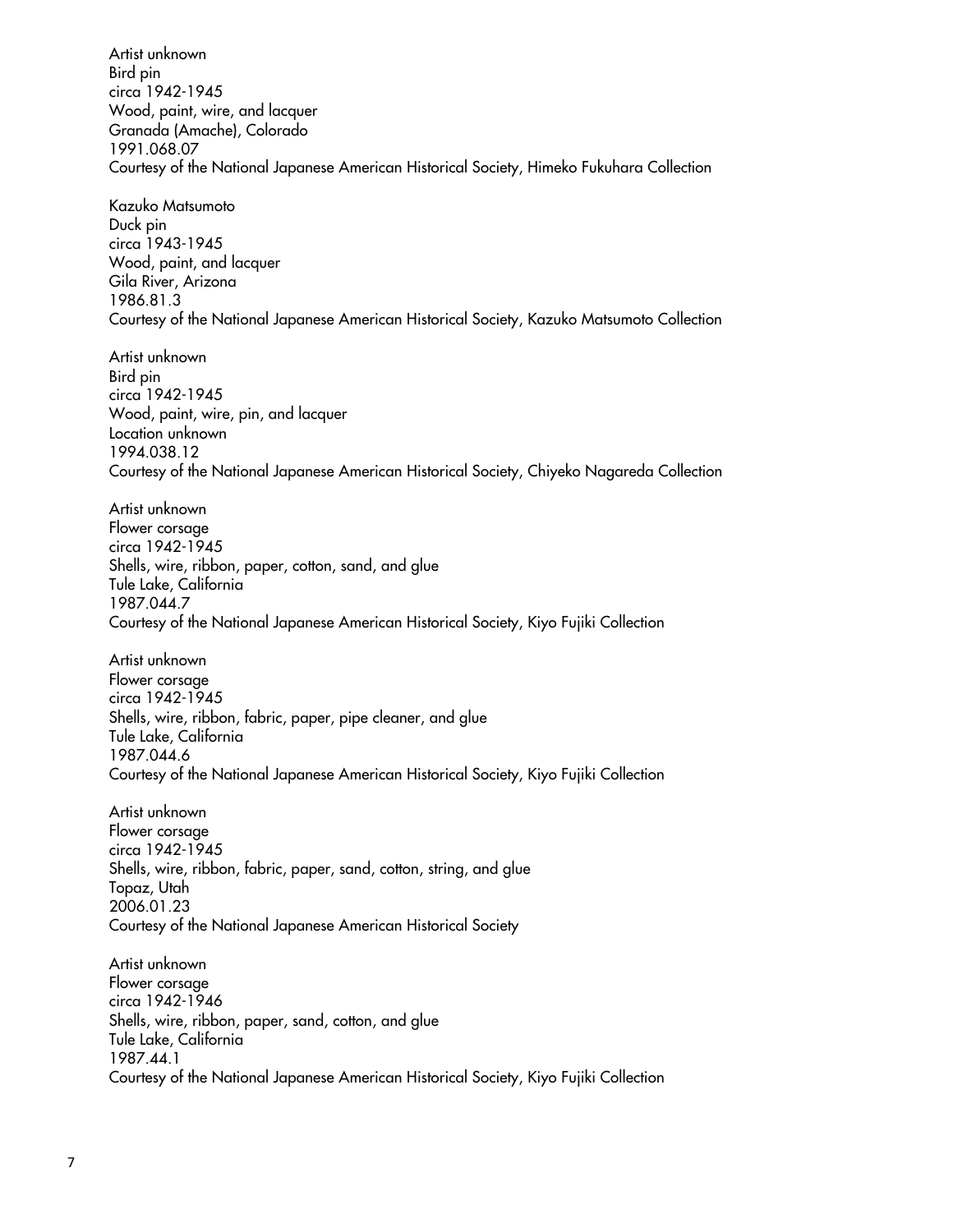Artist unknown
Bird pin
circa 1942-1945
Wood, paint, wire, and lacquer
Granada (Amache), Colorado
1991.068.07
Courtesy of the National Japanese American Historical Society, Himeko Fukuhara Collection

Kazuko Matsumoto
Duck pin
circa 1943-1945
Wood, paint, and lacquer
Gila River, Arizona
1986.81.3
Courtesy of the National Japanese American Historical Society, Kazuko Matsumoto Collection

Artist unknown
Bird pin
circa 1942-1945
Wood, paint, wire, pin, and lacquer
Location unknown
1994.038.12
Courtesy of the National Japanese American Historical Society, Chiyeko Nagareda Collection

Artist unknown
Flower corsage
circa 1942-1945
Shells, wire, ribbon, paper, cotton, sand, and glue
Tule Lake, California
1987.044.7
Courtesy of the National Japanese American Historical Society, Kiyo Fujiki Collection

Artist unknown
Flower corsage
circa 1942-1945
Shells, wire, ribbon, fabric, paper, pipe cleaner, and glue
Tule Lake, California
1987.044.6
Courtesy of the National Japanese American Historical Society, Kiyo Fujiki Collection

Artist unknown
Flower corsage
circa 1942-1945
Shells, wire, ribbon, fabric, paper, sand, cotton, string, and glue
Topaz, Utah
2006.01.23
Courtesy of the National Japanese American Historical Society

Artist unknown
Flower corsage
circa 1942-1946
Shells, wire, ribbon, paper, sand, cotton, and glue
Tule Lake, California
1987.44.1
Courtesy of the National Japanese American Historical Society, Kiyo Fujiki Collection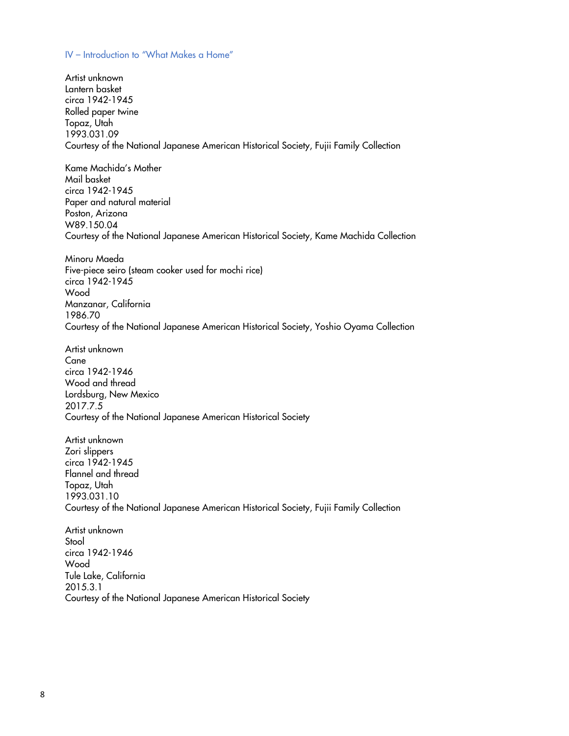## IV – Introduction to "What Makes a Home"

Artist unknown
Lantern basket
circa 1942-1945
Rolled paper twine
Topaz, Utah
1993.031.09
Courtesy of the National Japanese American Historical Society, Fujii Family Collection

Kame Machida's Mother
Mail basket
circa 1942-1945
Paper and natural material
Poston, Arizona
W89.150.04
Courtesy of the National Japanese American Historical Society, Kame Machida Collection

Minoru Maeda
Five-piece seiro (steam cooker used for mochi rice)
circa 1942-1945
Wood
Manzanar, California
1986.70
Courtesy of the National Japanese American Historical Society, Yoshio Oyama Collection

Artist unknown
Cane
circa 1942-1946
Wood and thread
Lordsburg, New Mexico
2017.7.5
Courtesy of the National Japanese American Historical Society

Artist unknown
Zori slippers
circa 1942-1945
Flannel and thread
Topaz, Utah
1993.031.10
Courtesy of the National Japanese American Historical Society, Fujii Family Collection

Artist unknown
Stool
circa 1942-1946
Wood
Tule Lake, California
2015.3.1
Courtesy of the National Japanese American Historical Society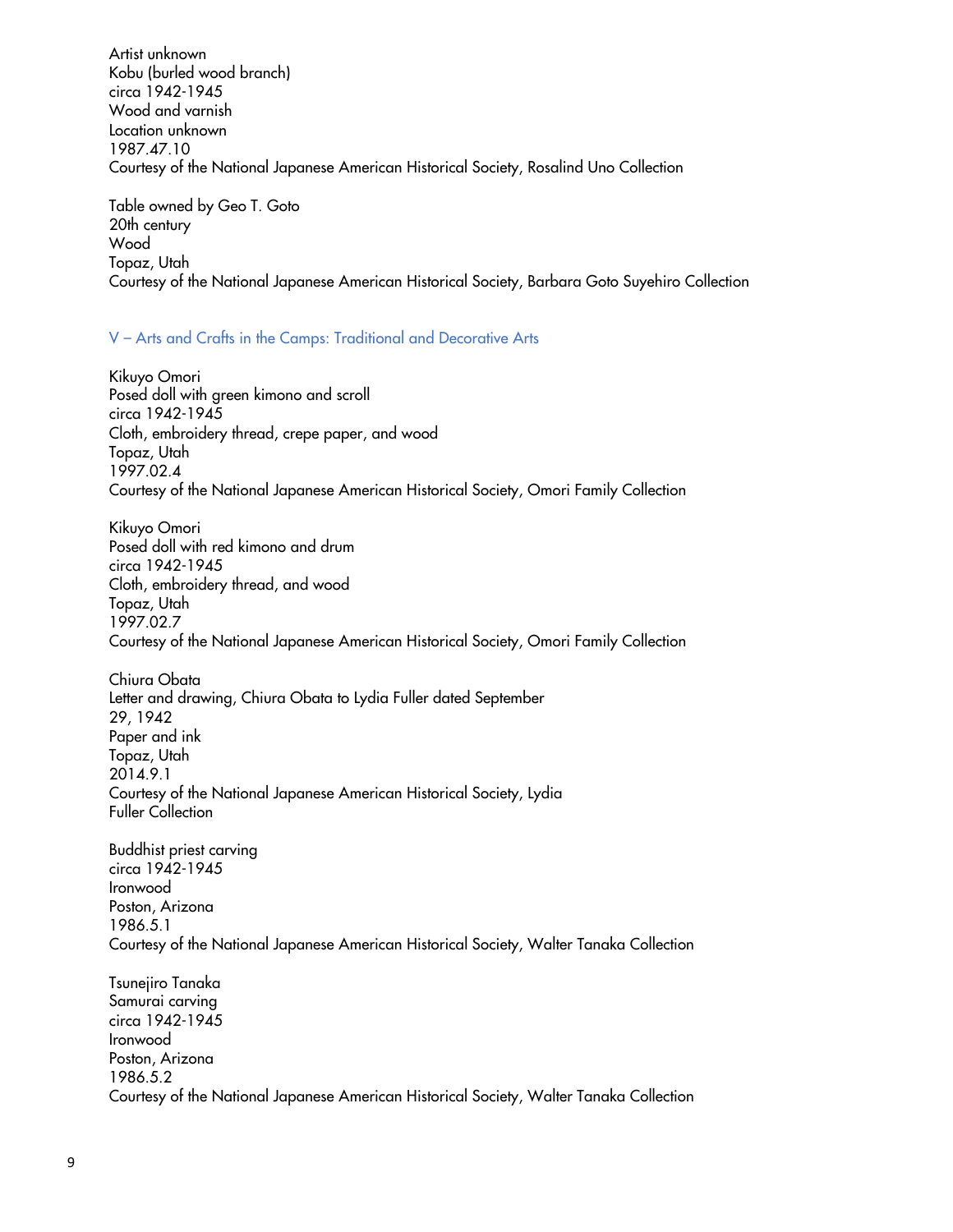Artist unknown
Kobu (burled wood branch)
circa 1942-1945
Wood and varnish
Location unknown
1987.47.10
Courtesy of the National Japanese American Historical Society, Rosalind Uno Collection

Table owned by Geo T. Goto
20th century
Wood
Topaz, Utah
Courtesy of the National Japanese American Historical Society, Barbara Goto Suyehiro Collection

## V – Arts and Crafts in the Camps: Traditional and Decorative Arts

Kikuyo Omori
Posed doll with green kimono and scroll
circa 1942-1945
Cloth, embroidery thread, crepe paper, and wood
Topaz, Utah
1997.02.4
Courtesy of the National Japanese American Historical Society, Omori Family Collection

Kikuyo Omori
Posed doll with red kimono and drum
circa 1942-1945
Cloth, embroidery thread, and wood
Topaz, Utah
1997.02.7
Courtesy of the National Japanese American Historical Society, Omori Family Collection

Chiura Obata
Letter and drawing, Chiura Obata to Lydia Fuller dated September 29, 1942
Paper and ink
Topaz, Utah
2014.9.1
Courtesy of the National Japanese American Historical Society, Lydia Fuller Collection

Buddhist priest carving
circa 1942-1945
Ironwood
Poston, Arizona
1986.5.1
Courtesy of the National Japanese American Historical Society, Walter Tanaka Collection

Tsunejiro Tanaka
Samurai carving
circa 1942-1945
Ironwood
Poston, Arizona
1986.5.2
Courtesy of the National Japanese American Historical Society, Walter Tanaka Collection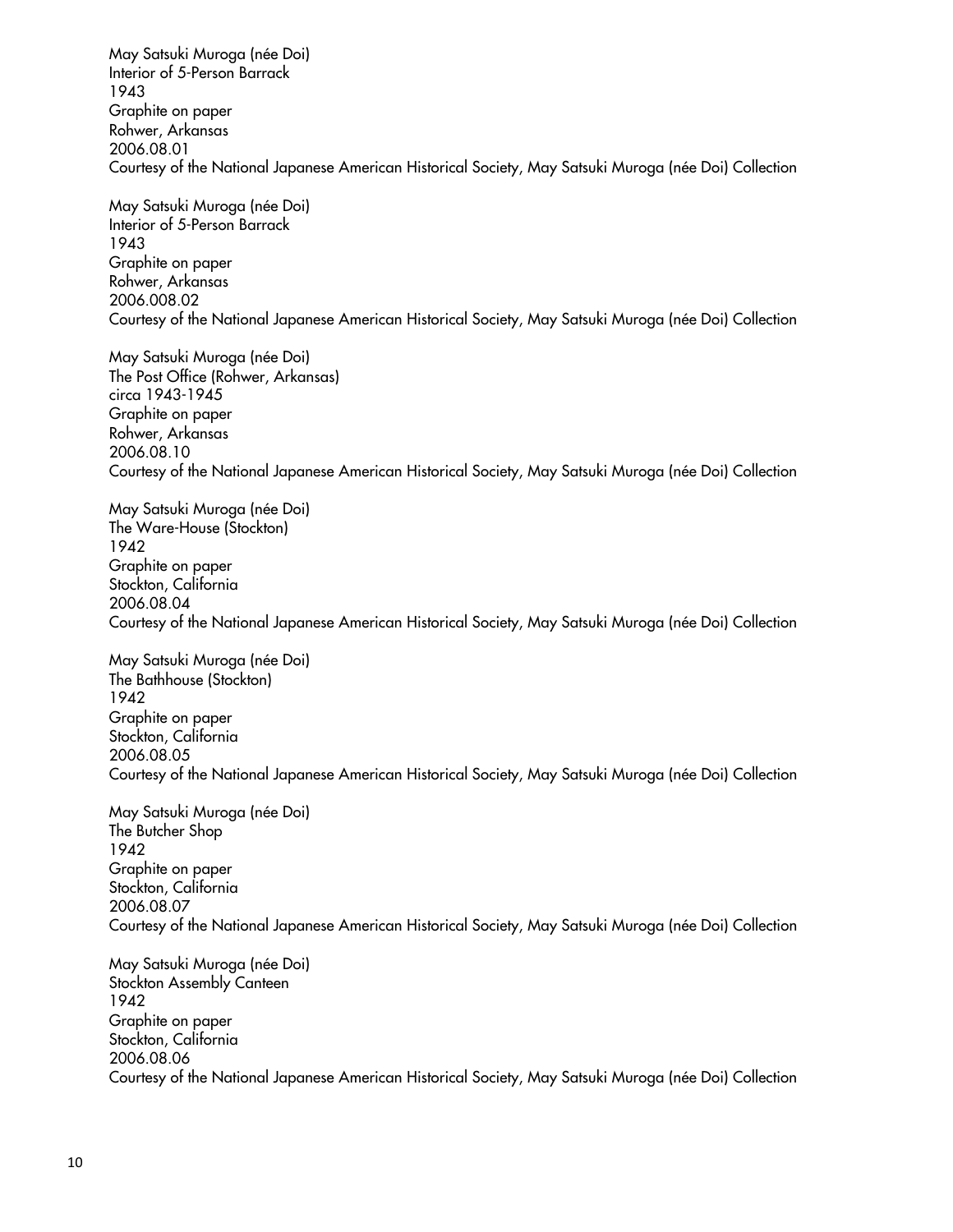May Satsuki Muroga (née Doi)
Interior of 5-Person Barrack
1943
Graphite on paper
Rohwer, Arkansas
2006.08.01
Courtesy of the National Japanese American Historical Society, May Satsuki Muroga (née Doi) Collection

May Satsuki Muroga (née Doi)
Interior of 5-Person Barrack
1943
Graphite on paper
Rohwer, Arkansas
2006.008.02
Courtesy of the National Japanese American Historical Society, May Satsuki Muroga (née Doi) Collection

May Satsuki Muroga (née Doi)
The Post Office (Rohwer, Arkansas)
circa 1943-1945
Graphite on paper
Rohwer, Arkansas
2006.08.10
Courtesy of the National Japanese American Historical Society, May Satsuki Muroga (née Doi) Collection

May Satsuki Muroga (née Doi)
The Ware-House (Stockton)
1942
Graphite on paper
Stockton, California
2006.08.04
Courtesy of the National Japanese American Historical Society, May Satsuki Muroga (née Doi) Collection

May Satsuki Muroga (née Doi)
The Bathhouse (Stockton)
1942
Graphite on paper
Stockton, California
2006.08.05
Courtesy of the National Japanese American Historical Society, May Satsuki Muroga (née Doi) Collection

May Satsuki Muroga (née Doi)
The Butcher Shop
1942
Graphite on paper
Stockton, California
2006.08.07
Courtesy of the National Japanese American Historical Society, May Satsuki Muroga (née Doi) Collection

May Satsuki Muroga (née Doi)
Stockton Assembly Canteen
1942
Graphite on paper
Stockton, California
2006.08.06
Courtesy of the National Japanese American Historical Society, May Satsuki Muroga (née Doi) Collection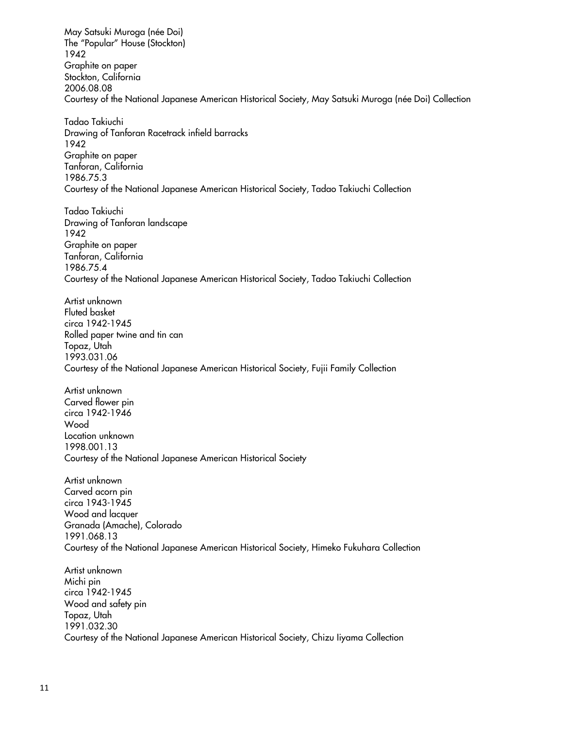May Satsuki Muroga (née Doi)
The "Popular" House (Stockton)
1942
Graphite on paper
Stockton, California
2006.08.08
Courtesy of the National Japanese American Historical Society, May Satsuki Muroga (née Doi) Collection

Tadao Takiuchi
Drawing of Tanforan Racetrack infield barracks
1942
Graphite on paper
Tanforan, California
1986.75.3
Courtesy of the National Japanese American Historical Society, Tadao Takiuchi Collection

Tadao Takiuchi
Drawing of Tanforan landscape
1942
Graphite on paper
Tanforan, California
1986.75.4
Courtesy of the National Japanese American Historical Society, Tadao Takiuchi Collection

Artist unknown
Fluted basket
circa 1942-1945
Rolled paper twine and tin can
Topaz, Utah
1993.031.06
Courtesy of the National Japanese American Historical Society, Fujii Family Collection

Artist unknown
Carved flower pin
circa 1942-1946
Wood
Location unknown
1998.001.13
Courtesy of the National Japanese American Historical Society

Artist unknown
Carved acorn pin
circa 1943-1945
Wood and lacquer
Granada (Amache), Colorado
1991.068.13
Courtesy of the National Japanese American Historical Society, Himeko Fukuhara Collection

Artist unknown
Michi pin
circa 1942-1945
Wood and safety pin
Topaz, Utah
1991.032.30
Courtesy of the National Japanese American Historical Society, Chizu Iiyama Collection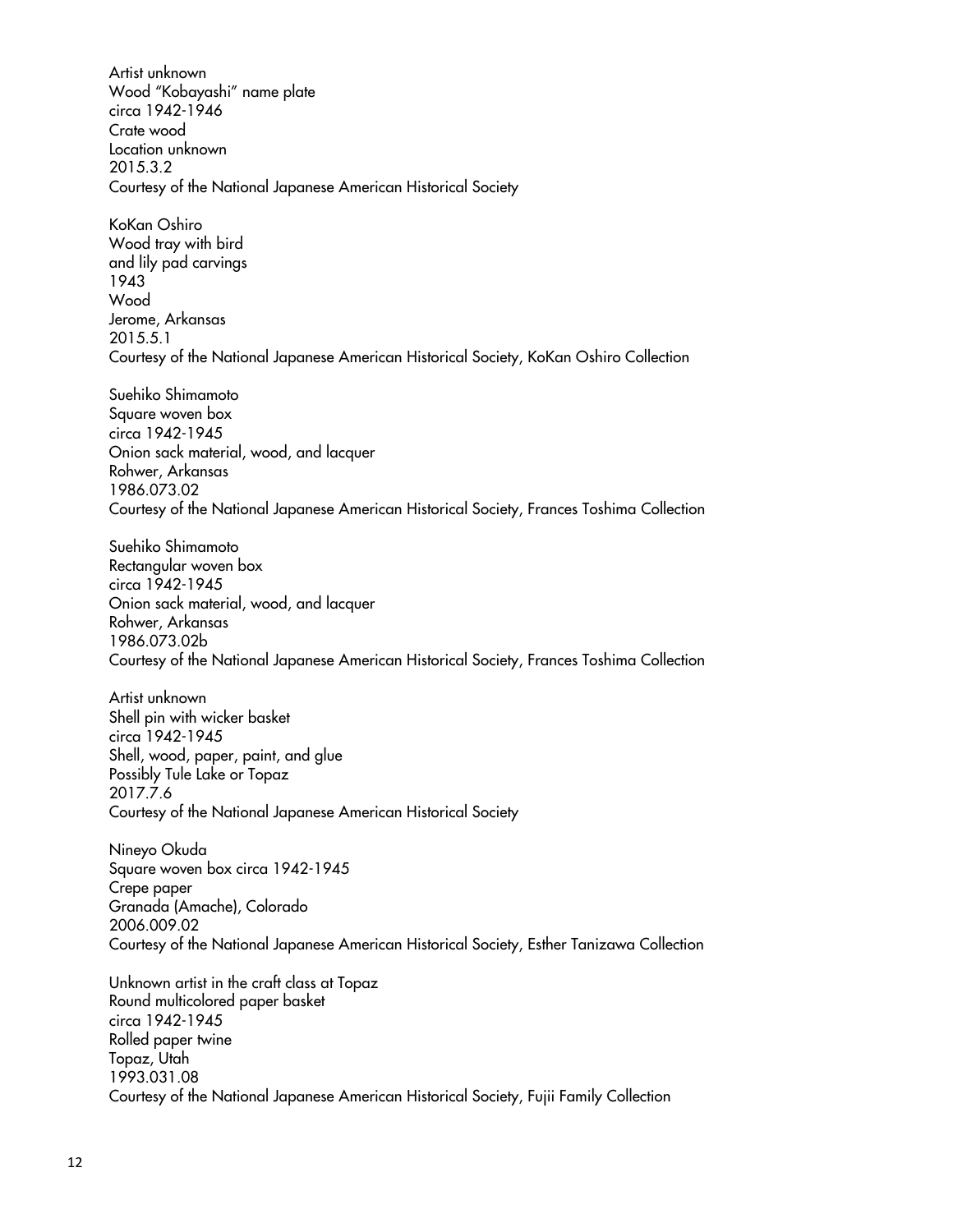Artist unknown
Wood "Kobayashi" name plate
circa 1942-1946
Crate wood
Location unknown
2015.3.2
Courtesy of the National Japanese American Historical Society

KoKan Oshiro
Wood tray with bird
and lily pad carvings
1943
Wood
Jerome, Arkansas
2015.5.1
Courtesy of the National Japanese American Historical Society, KoKan Oshiro Collection

Suehiko Shimamoto
Square woven box
circa 1942-1945
Onion sack material, wood, and lacquer
Rohwer, Arkansas
1986.073.02
Courtesy of the National Japanese American Historical Society, Frances Toshima Collection

Suehiko Shimamoto
Rectangular woven box
circa 1942-1945
Onion sack material, wood, and lacquer
Rohwer, Arkansas
1986.073.02b
Courtesy of the National Japanese American Historical Society, Frances Toshima Collection

Artist unknown
Shell pin with wicker basket
circa 1942-1945
Shell, wood, paper, paint, and glue
Possibly Tule Lake or Topaz
2017.7.6
Courtesy of the National Japanese American Historical Society

Nineyo Okuda
Square woven box circa 1942-1945
Crepe paper
Granada (Amache), Colorado
2006.009.02
Courtesy of the National Japanese American Historical Society, Esther Tanizawa Collection

Unknown artist in the craft class at Topaz
Round multicolored paper basket
circa 1942-1945
Rolled paper twine
Topaz, Utah
1993.031.08
Courtesy of the National Japanese American Historical Society, Fujii Family Collection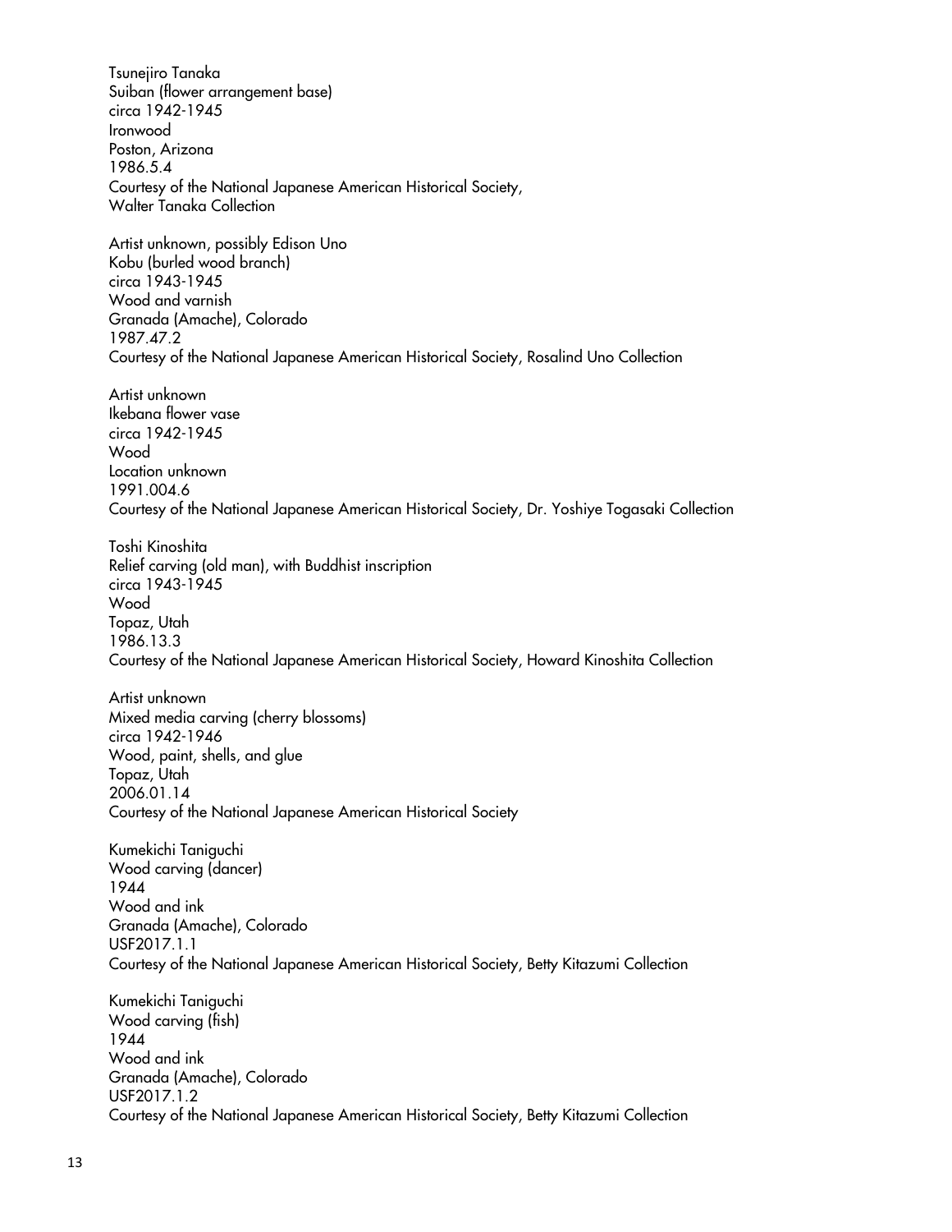Tsunejiro Tanaka
Suiban (flower arrangement base)
circa 1942-1945
Ironwood
Poston, Arizona
1986.5.4
Courtesy of the National Japanese American Historical Society,
Walter Tanaka Collection

Artist unknown, possibly Edison Uno
Kobu (burled wood branch)
circa 1943-1945
Wood and varnish
Granada (Amache), Colorado
1987.47.2
Courtesy of the National Japanese American Historical Society, Rosalind Uno Collection

Artist unknown
Ikebana flower vase
circa 1942-1945
Wood
Location unknown
1991.004.6
Courtesy of the National Japanese American Historical Society, Dr. Yoshiye Togasaki Collection

Toshi Kinoshita
Relief carving (old man), with Buddhist inscription
circa 1943-1945
Wood
Topaz, Utah
1986.13.3
Courtesy of the National Japanese American Historical Society, Howard Kinoshita Collection

Artist unknown
Mixed media carving (cherry blossoms)
circa 1942-1946
Wood, paint, shells, and glue
Topaz, Utah
2006.01.14
Courtesy of the National Japanese American Historical Society

Kumekichi Taniguchi
Wood carving (dancer)
1944
Wood and ink
Granada (Amache), Colorado
USF2017.1.1
Courtesy of the National Japanese American Historical Society, Betty Kitazumi Collection

Kumekichi Taniguchi
Wood carving (fish)
1944
Wood and ink
Granada (Amache), Colorado
USF2017.1.2
Courtesy of the National Japanese American Historical Society, Betty Kitazumi Collection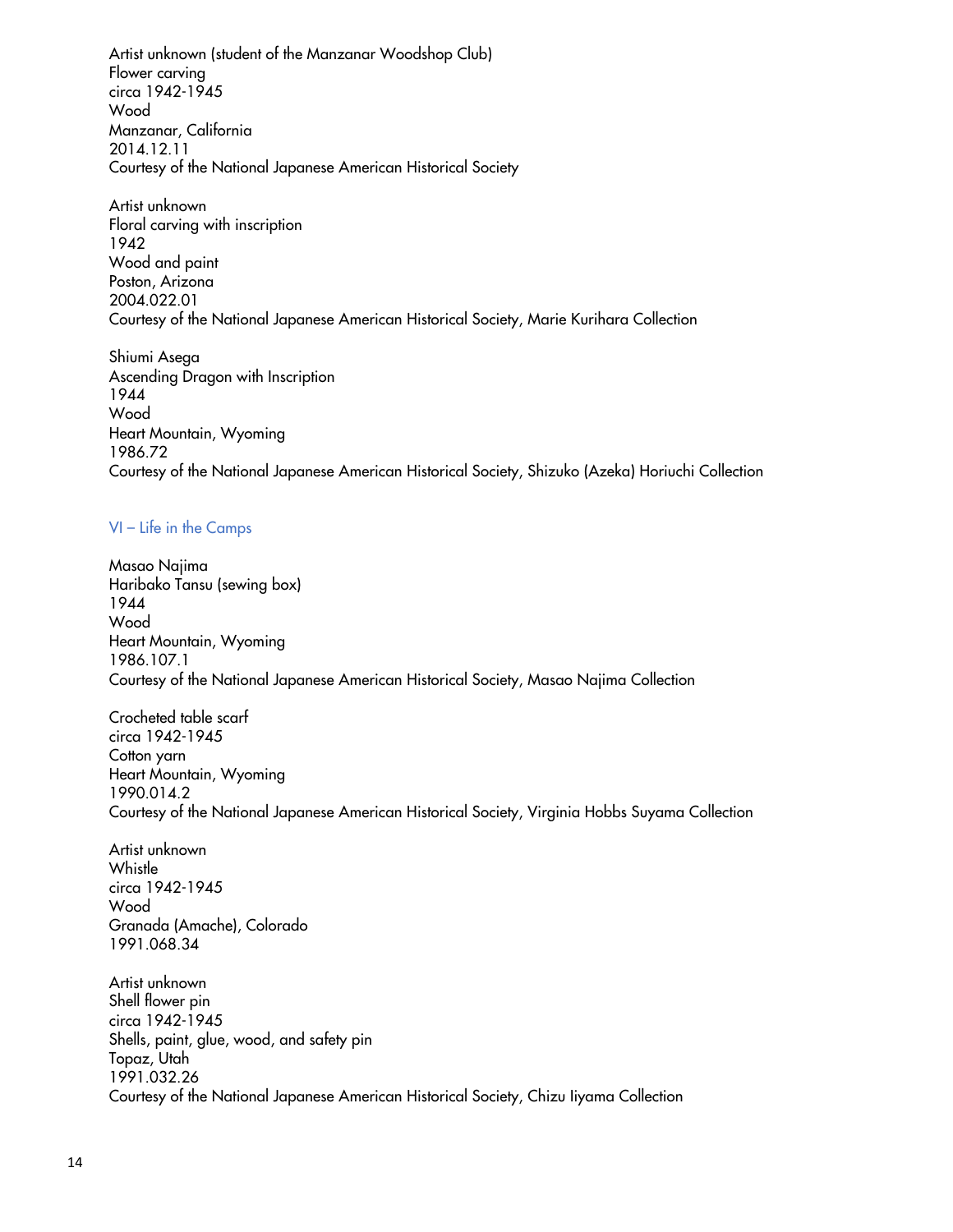Artist unknown (student of the Manzanar Woodshop Club)
Flower carving
circa 1942-1945
Wood
Manzanar, California
2014.12.11
Courtesy of the National Japanese American Historical Society

Artist unknown
Floral carving with inscription
1942
Wood and paint
Poston, Arizona
2004.022.01
Courtesy of the National Japanese American Historical Society, Marie Kurihara Collection

Shiumi Asega
Ascending Dragon with Inscription
1944
Wood
Heart Mountain, Wyoming
1986.72
Courtesy of the National Japanese American Historical Society, Shizuko (Azeka) Horiuchi Collection

## VI – Life in the Camps

Masao Najima
Haribako Tansu (sewing box)
1944
Wood
Heart Mountain, Wyoming
1986.107.1
Courtesy of the National Japanese American Historical Society, Masao Najima Collection

Crocheted table scarf
circa 1942-1945
Cotton yarn
Heart Mountain, Wyoming
1990.014.2
Courtesy of the National Japanese American Historical Society, Virginia Hobbs Suyama Collection

Artist unknown
Whistle
circa 1942-1945
Wood
Granada (Amache), Colorado
1991.068.34

Artist unknown
Shell flower pin
circa 1942-1945
Shells, paint, glue, wood, and safety pin
Topaz, Utah
1991.032.26
Courtesy of the National Japanese American Historical Society, Chizu Iiyama Collection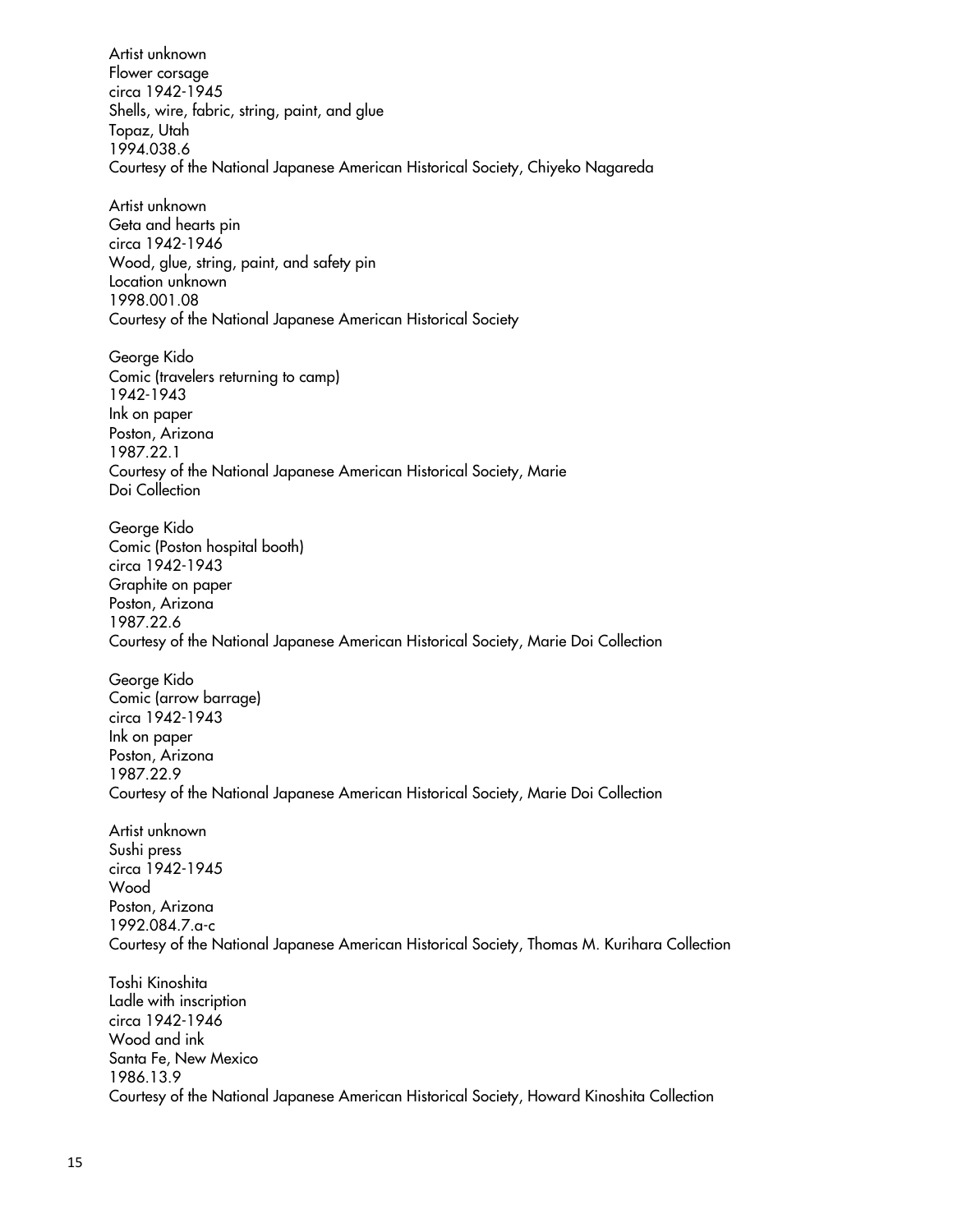Artist unknown
Flower corsage
circa 1942-1945
Shells, wire, fabric, string, paint, and glue
Topaz, Utah
1994.038.6
Courtesy of the National Japanese American Historical Society, Chiyeko Nagareda

Artist unknown
Geta and hearts pin
circa 1942-1946
Wood, glue, string, paint, and safety pin
Location unknown
1998.001.08
Courtesy of the National Japanese American Historical Society

George Kido
Comic (travelers returning to camp)
1942-1943
Ink on paper
Poston, Arizona
1987.22.1
Courtesy of the National Japanese American Historical Society, Marie Doi Collection

George Kido
Comic (Poston hospital booth)
circa 1942-1943
Graphite on paper
Poston, Arizona
1987.22.6
Courtesy of the National Japanese American Historical Society, Marie Doi Collection

George Kido
Comic (arrow barrage)
circa 1942-1943
Ink on paper
Poston, Arizona
1987.22.9
Courtesy of the National Japanese American Historical Society, Marie Doi Collection

Artist unknown
Sushi press
circa 1942-1945
Wood
Poston, Arizona
1992.084.7.a-c
Courtesy of the National Japanese American Historical Society, Thomas M. Kurihara Collection

Toshi Kinoshita
Ladle with inscription
circa 1942-1946
Wood and ink
Santa Fe, New Mexico
1986.13.9
Courtesy of the National Japanese American Historical Society, Howard Kinoshita Collection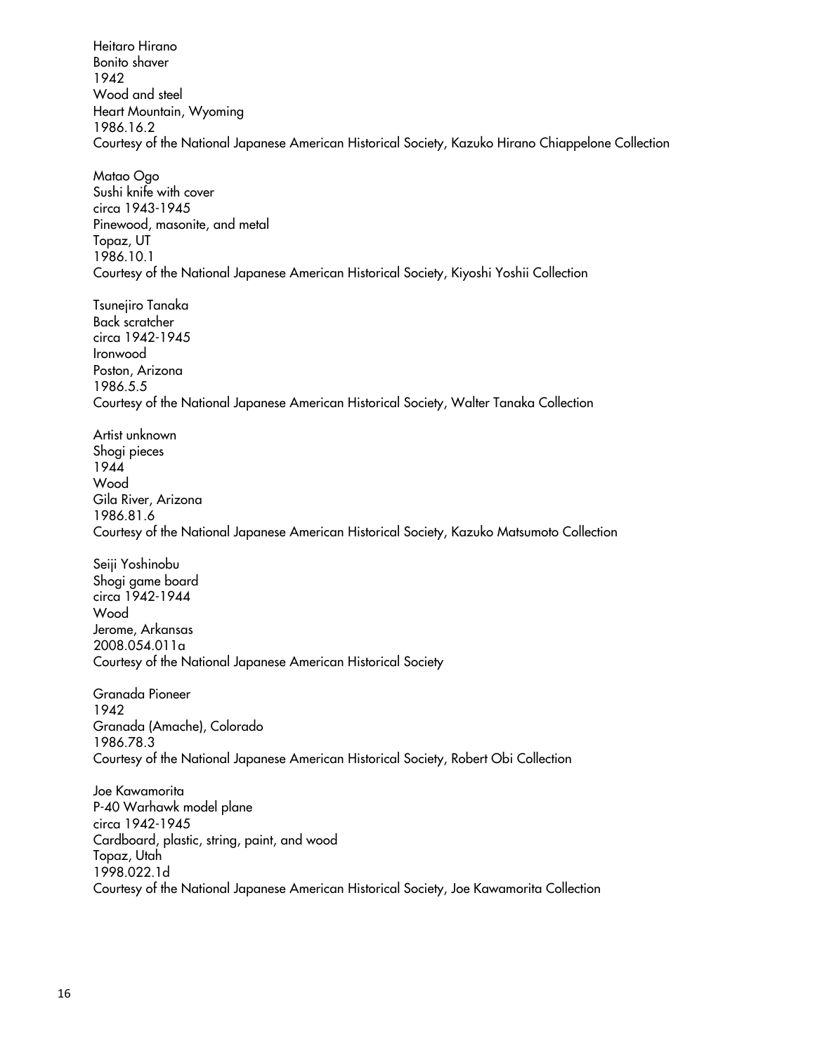Heitaro Hirano
Bonito shaver
1942
Wood and steel
Heart Mountain, Wyoming
1986.16.2
Courtesy of the National Japanese American Historical Society, Kazuko Hirano Chiappelone Collection

Matao Ogo
Sushi knife with cover
circa 1943-1945
Pinewood, masonite, and metal
Topaz, UT
1986.10.1
Courtesy of the National Japanese American Historical Society, Kiyoshi Yoshii Collection

Tsunejiro Tanaka
Back scratcher
circa 1942-1945
Ironwood
Poston, Arizona
1986.5.5
Courtesy of the National Japanese American Historical Society, Walter Tanaka Collection

Artist unknown
Shogi pieces
1944
Wood
Gila River, Arizona
1986.81.6
Courtesy of the National Japanese American Historical Society, Kazuko Matsumoto Collection

Seiji Yoshinobu
Shogi game board
circa 1942-1944
Wood
Jerome, Arkansas
2008.054.011a
Courtesy of the National Japanese American Historical Society

Granada Pioneer
1942
Granada (Amache), Colorado
1986.78.3
Courtesy of the National Japanese American Historical Society, Robert Obi Collection

Joe Kawamorita
P-40 Warhawk model plane
circa 1942-1945
Cardboard, plastic, string, paint, and wood
Topaz, Utah
1998.022.1d
Courtesy of the National Japanese American Historical Society, Joe Kawamorita Collection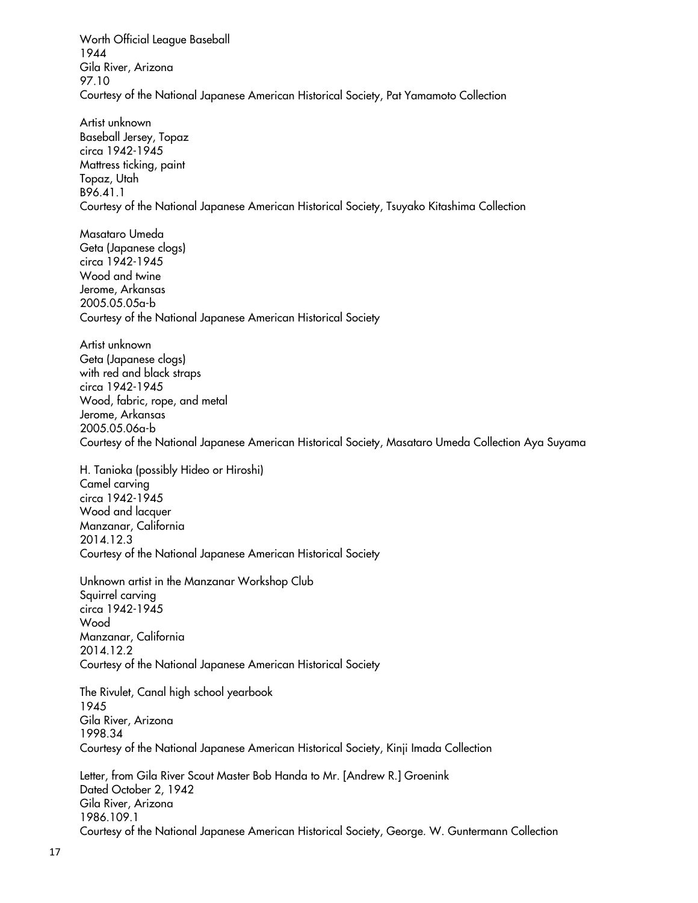Worth Official League Baseball
1944
Gila River, Arizona
97.10
Courtesy of the National Japanese American Historical Society, Pat Yamamoto Collection

Artist unknown
Baseball Jersey, Topaz
circa 1942-1945
Mattress ticking, paint
Topaz, Utah
B96.41.1
Courtesy of the National Japanese American Historical Society, Tsuyako Kitashima Collection

Masataro Umeda
Geta (Japanese clogs)
circa 1942-1945
Wood and twine
Jerome, Arkansas
2005.05.05a-b
Courtesy of the National Japanese American Historical Society

Artist unknown
Geta (Japanese clogs)
with red and black straps
circa 1942-1945
Wood, fabric, rope, and metal
Jerome, Arkansas
2005.05.06a-b
Courtesy of the National Japanese American Historical Society, Masataro Umeda Collection Aya Suyama

H. Tanioka (possibly Hideo or Hiroshi)
Camel carving
circa 1942-1945
Wood and lacquer
Manzanar, California
2014.12.3
Courtesy of the National Japanese American Historical Society

Unknown artist in the Manzanar Workshop Club
Squirrel carving
circa 1942-1945
Wood
Manzanar, California
2014.12.2
Courtesy of the National Japanese American Historical Society

The Rivulet, Canal high school yearbook
1945
Gila River, Arizona
1998.34
Courtesy of the National Japanese American Historical Society, Kinji Imada Collection

Letter, from Gila River Scout Master Bob Handa to Mr. [Andrew R.] Groenink
Dated October 2, 1942
Gila River, Arizona
1986.109.1
Courtesy of the National Japanese American Historical Society, George. W. Guntermann Collection